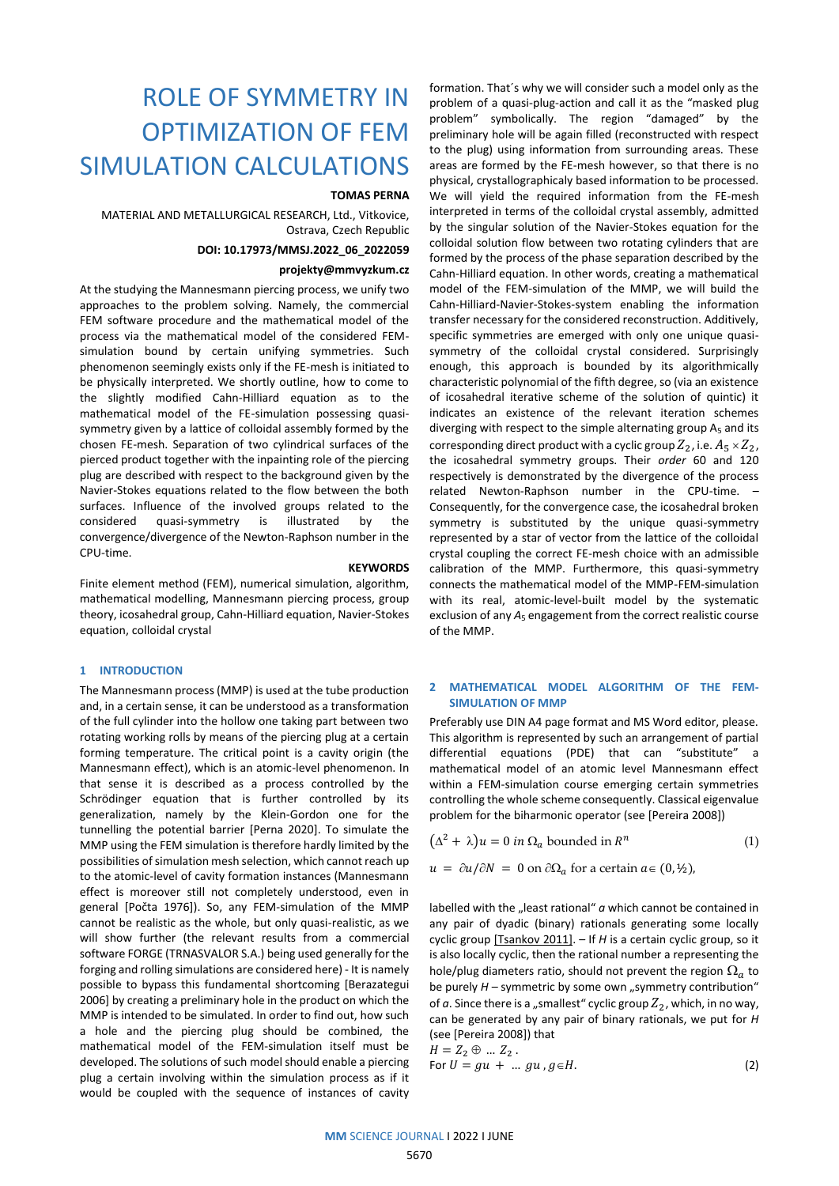# ROLE OF SYMMETRY IN OPTIMIZATION OF FEM SIMULATION CALCULATIONS

**TOMAS PERNA**

MATERIAL AND METALLURGICAL RESEARCH, Ltd., Vitkovice, Ostrava, Czech Republic

**DOI: 10.17973/MMSJ.2022_06_2022059**

**projekty@mmvyzkum.cz**

At the studying the Mannesmann piercing process, we unify two approaches to the problem solving. Namely, the commercial FEM software procedure and the mathematical model of the process via the mathematical model of the considered FEM-simulation bound by certain unifying symmetries. Such phenomenon seemingly exists only if the FE-mesh is initiated to be physically interpreted. We shortly outline, how to come to the slightly modified Cahn-Hilliard equation as to the mathematical model of the FE-simulation possessing quasi-symmetry given by a lattice of colloidal assembly formed by the chosen FE-mesh. Separation of two cylindrical surfaces of the pierced product together with the inpainting role of the piercing plug are described with respect to the background given by the Navier-Stokes equations related to the flow between the both surfaces. Influence of the involved groups related to the considered quasi-symmetry is illustrated by the convergence/divergence of the Newton-Raphson number in the CPU-time.

**KEYWORDS**

Finite element method (FEM), numerical simulation, algorithm, mathematical modelling, Mannesmann piercing process, group theory, icosahedral group, Cahn-Hilliard equation, Navier-Stokes equation, colloidal crystal

## 1 INTRODUCTION

The Mannesmann process (MMP) is used at the tube production and, in a certain sense, it can be understood as a transformation of the full cylinder into the hollow one taking part between two rotating working rolls by means of the piercing plug at a certain forming temperature. The critical point is a cavity origin (the Mannesmann effect), which is an atomic-level phenomenon. In that sense it is described as a process controlled by the Schrödinger equation that is further controlled by its generalization, namely by the Klein-Gordon one for the tunnelling the potential barrier [Perna 2020]. To simulate the MMP using the FEM simulation is therefore hardly limited by the possibilities of simulation mesh selection, which cannot reach up to the atomic-level of cavity formation instances (Mannesmann effect is moreover still not completely understood, even in general [Počta 1976]). So, any FEM-simulation of the MMP cannot be realistic as the whole, but only quasi-realistic, as we will show further (the relevant results from a commercial software FORGE (TRNASVALOR S.A.) being used generally for the forging and rolling simulations are considered here) - It is namely possible to bypass this fundamental shortcoming [Berazategui 2006] by creating a preliminary hole in the product on which the MMP is intended to be simulated. In order to find out, how such a hole and the piercing plug should be combined, the mathematical model of the FEM-simulation itself must be developed. The solutions of such model should enable a piercing plug a certain involving within the simulation process as if it would be coupled with the sequence of instances of cavity formation. That´s why we will consider such a model only as the problem of a quasi-plug-action and call it as the "masked plug problem" symbolically. The region "damaged" by the preliminary hole will be again filled (reconstructed with respect to the plug) using information from surrounding areas. These areas are formed by the FE-mesh however, so that there is no physical, crystallographicaly based information to be processed. We will yield the required information from the FE-mesh interpreted in terms of the colloidal crystal assembly, admitted by the singular solution of the Navier-Stokes equation for the colloidal solution flow between two rotating cylinders that are formed by the process of the phase separation described by the Cahn-Hilliard equation. In other words, creating a mathematical model of the FEM-simulation of the MMP, we will build the Cahn-Hilliard-Navier-Stokes-system enabling the information transfer necessary for the considered reconstruction. Additively, specific symmetries are emerged with only one unique quasi-symmetry of the colloidal crystal considered. Surprisingly enough, this approach is bounded by its algorithmically characteristic polynomial of the fifth degree, so (via an existence of icosahedral iterative scheme of the solution of quintic) it indicates an existence of the relevant iteration schemes diverging with respect to the simple alternating group $A_5$ and its corresponding direct product with a cyclic group $Z_2$, i.e. $A_5 \times Z_2$, the icosahedral symmetry groups. Their *order* 60 and 120 respectively is demonstrated by the divergence of the process related Newton-Raphson number in the CPU-time. – Consequently, for the convergence case, the icosahedral broken symmetry is substituted by the unique quasi-symmetry represented by a star of vector from the lattice of the colloidal crystal coupling the correct FE-mesh choice with an admissible calibration of the MMP. Furthermore, this quasi-symmetry connects the mathematical model of the MMP-FEM-simulation with its real, atomic-level-built model by the systematic exclusion of any $A_5$ engagement from the correct realistic course of the MMP.

## 2 MATHEMATICAL MODEL ALGORITHM OF THE FEM-SIMULATION OF MMP

Preferably use DIN A4 page format and MS Word editor, please. This algorithm is represented by such an arrangement of partial differential equations (PDE) that can "substitute" a mathematical model of an atomic level Mannesmann effect within a FEM-simulation course emerging certain symmetries controlling the whole scheme consequently. Classical eigenvalue problem for the biharmonic operator (see [Pereira 2008])

$$\left(\Delta^2 + \lambda\right)u = 0 \text{ in } \Omega_a \text{ bounded in } R^n \tag{1}$$

$$u = \partial u/\partial N = 0 \text{ on } \partial\Omega_a \text{ for a certain } a \in (0, ½),$$

labelled with the „least rational" *a* which cannot be contained in any pair of dyadic (binary) rationals generating some locally cyclic group [Tsankov 2011]. – If *H* is a certain cyclic group, so it is also locally cyclic, then the rational number a representing the hole/plug diameters ratio, should not prevent the region $\Omega_a$ to be purely *H* – symmetric by some own „symmetry contribution" of *a*. Since there is a „smallest" cyclic group $Z_2$, which, in no way, can be generated by any pair of binary rationals, we put for *H* (see [Pereira 2008]) that

$$H = Z_2 \oplus \ldots Z_2 .$$

$$\text{For } U = gu + \ldots gu \text{, } g \in H. \tag{2}$$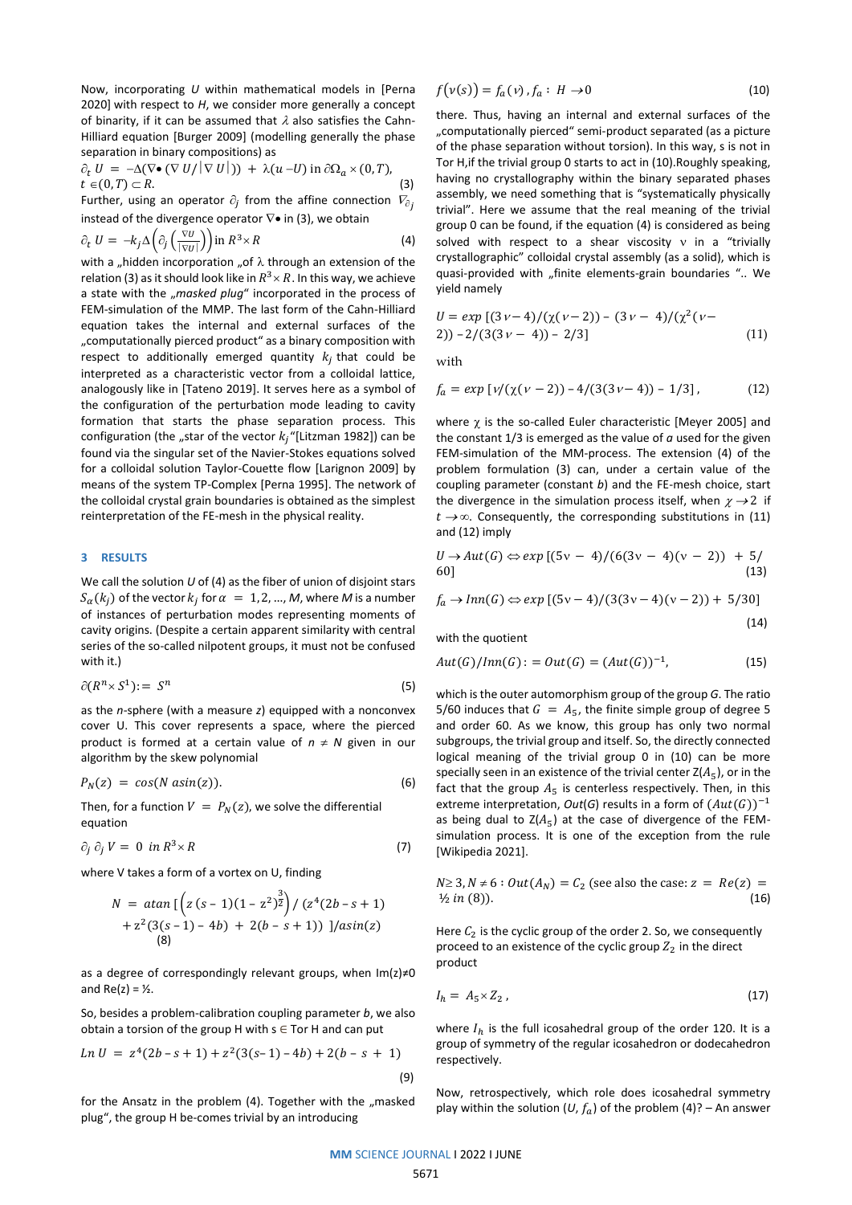Now, incorporating $U$ within mathematical models in [Perna 2020] with respect to $H$, we consider more generally a concept of binarity, if it can be assumed that $\lambda$ also satisfies the Cahn-Hilliard equation [Burger 2009] (modelling generally the phase separation in binary compositions) as

$$\partial_t U = -\Delta(\nabla \bullet (\nabla U/|\nabla U|)) + \lambda(u - U) \text{ in } \partial\Omega_a \times (0,T), \; t \in (0,T) \subset R. \tag{3}$$

Further, using an operator $\partial_j$ from the affine connection $\nabla_{\partial_j}$ instead of the divergence operator $\nabla\bullet$ in (3), we obtain

$$\partial_t U = -k_j \Delta\left(\partial_j \left(\frac{\nabla U}{|\nabla U|}\right)\right) \text{in } R^3 \times R \tag{4}$$

with a „hidden incorporation „of $\lambda$ through an extension of the relation (3) as it should look like in $R^3 \times R$. In this way, we achieve a state with the „*masked plug*" incorporated in the process of FEM-simulation of the MMP. The last form of the Cahn-Hilliard equation takes the internal and external surfaces of the „computationally pierced product" as a binary composition with respect to additionally emerged quantity $k_j$ that could be interpreted as a characteristic vector from a colloidal lattice, analogously like in [Tateno 2019]. It serves here as a symbol of the configuration of the perturbation mode leading to cavity formation that starts the phase separation process. This configuration (the „star of the vector $k_j$"[Litzman 1982]) can be found via the singular set of the Navier-Stokes equations solved for a colloidal solution Taylor-Couette flow [Larignon 2009] by means of the system TP-Complex [Perna 1995]. The network of the colloidal crystal grain boundaries is obtained as the simplest reinterpretation of the FE-mesh in the physical reality.

## 3 RESULTS

We call the solution $U$ of (4) as the fiber of union of disjoint stars $S_\alpha(k_j)$ of the vector $k_j$ for $\alpha = 1, 2, \ldots, M$, where $M$ is a number of instances of perturbation modes representing moments of cavity origins. (Despite a certain apparent similarity with central series of the so-called nilpotent groups, it must not be confused with it.)

$$\partial(R^n \times S^1) := S^n \tag{5}$$

as the $n$-sphere (with a measure $z$) equipped with a nonconvex cover U. This cover represents a space, where the pierced product is formed at a certain value of $n \neq N$ given in our algorithm by the skew polynomial

$$P_N(z) = \cos(N \operatorname{asin}(z)). \tag{6}$$

Then, for a function $V = P_N(z)$, we solve the differential equation

$$\partial_j \, \partial_j \, V = 0 \; \text{ in } R^3 \times R \tag{7}$$

where V takes a form of a vortex on U, finding

$$N = \operatorname{atan}\left[\left(z\,(s-1)(1-z^2)^{\frac{3}{2}}\right) / \left(z^4(2b - s + 1) + z^2(3(s-1) - 4b) + 2(b - s + 1)\right)\right]/\operatorname{asin}(z) \tag{8}$$

as a degree of correspondingly relevant groups, when Im(z)≠0 and Re(z) = ½.

So, besides a problem-calibration coupling parameter $b$, we also obtain a torsion of the group H with s ∈ Tor H and can put

$$Ln\, U = z^4(2b - s + 1) + z^2(3(s-1) - 4b) + 2(b - s + 1) \tag{9}$$

for the Ansatz in the problem (4). Together with the „masked plug", the group H be-comes trivial by an introducing

$$f(\nu(s)) = f_a(\nu), f_a : H \to 0 \tag{10}$$

there. Thus, having an internal and external surfaces of the „computationally pierced" semi-product separated (as a picture of the phase separation without torsion). In this way, s is not in Tor H,if the trivial group 0 starts to act in (10).Roughly speaking, having no crystallography within the binary separated phases assembly, we need something that is "systematically physically trivial". Here we assume that the real meaning of the trivial group 0 can be found, if the equation (4) is considered as being solved with respect to a shear viscosity ν in a "trivially crystallographic" colloidal crystal assembly (as a solid), which is quasi-provided with „finite elements-grain boundaries ".. We yield namely

$$U = \exp\left[(3\nu - 4)/(\chi(\nu - 2)) - (3\nu - 4)/(\chi^2(\nu - 2)) - 2/(3(3\nu - 4)) - 2/3\right] \tag{11}$$

with

$$f_a = \exp\left[\nu/(\chi(\nu - 2)) - 4/(3(3\nu - 4)) - 1/3\right], \tag{12}$$

where χ is the so-called Euler characteristic [Meyer 2005] and the constant 1/3 is emerged as the value of $a$ used for the given FEM-simulation of the MM-process. The extension (4) of the problem formulation (3) can, under a certain value of the coupling parameter (constant $b$) and the FE-mesh choice, start the divergence in the simulation process itself, when $\chi \to 2$ if $t \to \infty$. Consequently, the corresponding substitutions in (11) and (12) imply

$$U \to Aut(G) \Leftrightarrow \exp\left[(5\nu - 4)/(6(3\nu - 4)(\nu - 2)) + 5/60\right] \tag{13}$$

$$f_a \to Inn(G) \Leftrightarrow \exp\left[(5\nu - 4)/(3(3\nu - 4)(\nu - 2)) + 5/30\right] \tag{14}$$

with the quotient

$$Aut(G)/Inn(G) := Out(G) = (Aut(G))^{-1}, \tag{15}$$

which is the outer automorphism group of the group $G$. The ratio 5/60 induces that $G = A_5$, the finite simple group of degree 5 and order 60. As we know, this group has only two normal subgroups, the trivial group and itself. So, the directly connected logical meaning of the trivial group 0 in (10) can be more specially seen in an existence of the trivial center $Z(A_5)$, or in the fact that the group $A_5$ is centerless respectively. Then, in this extreme interpretation, $Out(G)$ results in a form of $(Aut(G))^{-1}$ as being dual to $Z(A_5)$ at the case of divergence of the FEM-simulation process. It is one of the exception from the rule [Wikipedia 2021].

$$N \geq 3, N \neq 6 : Out(A_N) = C_2 \text{ (see also the case: } z = Re(z) = ½ \text{ in (8)).} \tag{16}$$

Here $C_2$ is the cyclic group of the order 2. So, we consequently proceed to an existence of the cyclic group $Z_2$ in the direct product

$$I_h = A_5 \times Z_2, \tag{17}$$

where $I_h$ is the full icosahedral group of the order 120. It is a group of symmetry of the regular icosahedron or dodecahedron respectively.

Now, retrospectively, which role does icosahedral symmetry play within the solution ($U$, $f_a$) of the problem (4)? – An answer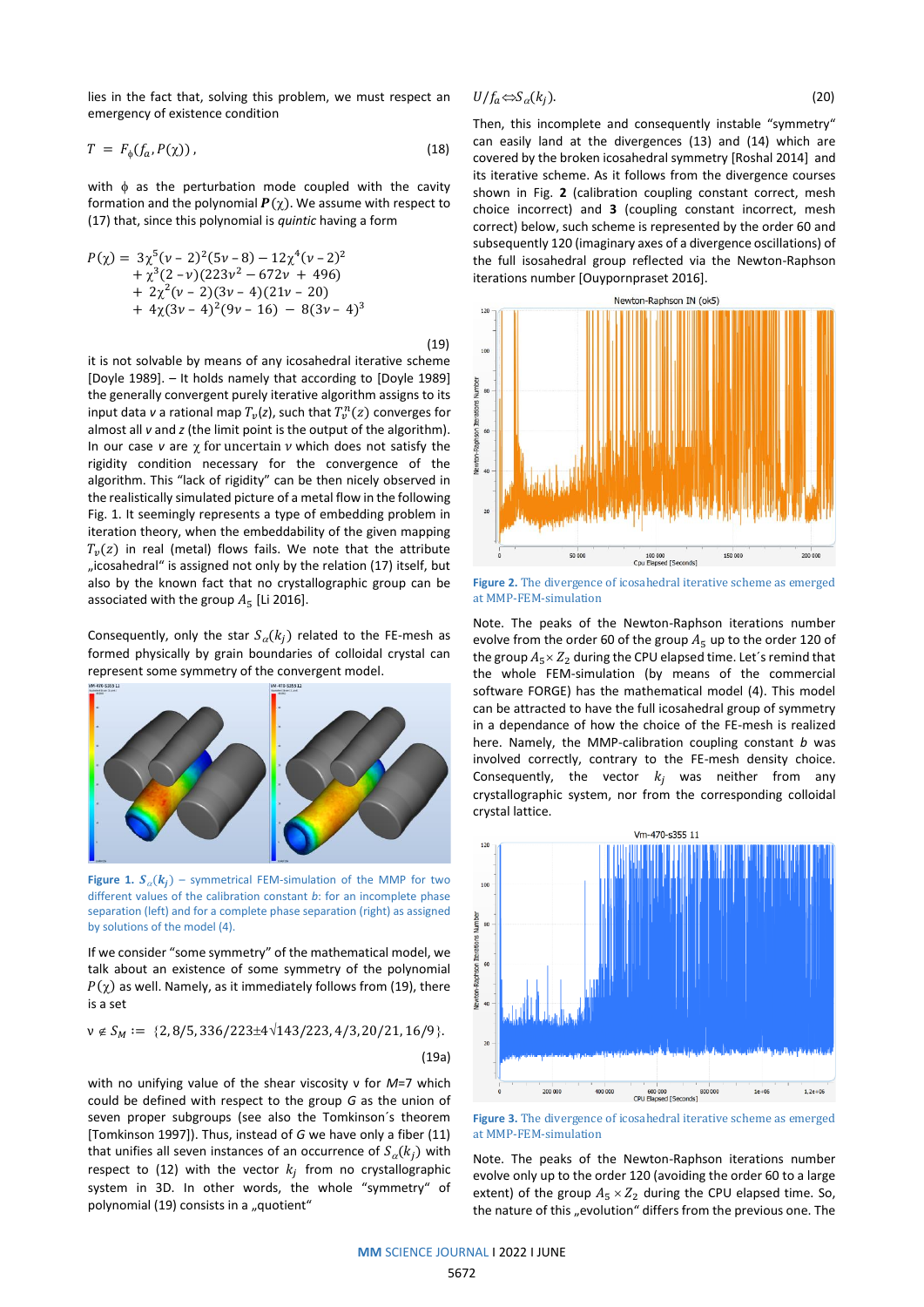lies in the fact that, solving this problem, we must respect an emergency of existence condition

$$T = F_{\phi}(f_a, P(\chi)), \tag{18}$$

with $\phi$ as the perturbation mode coupled with the cavity formation and the polynomial $\boldsymbol{P}(\chi)$. We assume with respect to (17) that, since this polynomial is *quintic* having a form

$$\begin{aligned} P(\chi) = \; & 3\chi^5(\nu-2)^2(5\nu-8) - 12\chi^4(\nu-2)^2 \\ & + \chi^3(2-\nu)(223\nu^2 - 672\nu + 496) \\ & + 2\chi^2(\nu-2)(3\nu-4)(21\nu-20) \\ & + 4\chi(3\nu-4)^2(9\nu-16) - 8(3\nu-4)^3 \end{aligned} \tag{19}$$

it is not solvable by means of any icosahedral iterative scheme [Doyle 1989]. – It holds namely that according to [Doyle 1989] the generally convergent purely iterative algorithm assigns to its input data $v$ a rational map $T_v(z)$, such that $T_v^n(z)$ converges for almost all $v$ and $z$ (the limit point is the output of the algorithm). In our case $v$ are $\chi$ for uncertain $\nu$ which does not satisfy the rigidity condition necessary for the convergence of the algorithm. This "lack of rigidity" can be then nicely observed in the realistically simulated picture of a metal flow in the following Fig. 1. It seemingly represents a type of embedding problem in iteration theory, when the embeddability of the given mapping $T_v(z)$ in real (metal) flows fails. We note that the attribute „icosahedral" is assigned not only by the relation (17) itself, but also by the known fact that no crystallographic group can be associated with the group $A_5$ [Li 2016].

Consequently, only the star $S_\alpha(k_j)$ related to the FE-mesh as formed physically by grain boundaries of colloidal crystal can represent some symmetry of the convergent model.

**Figure 1.** $S_\alpha(k_j)$ – symmetrical FEM-simulation of the MMP for two different values of the calibration constant $b$: for an incomplete phase separation (left) and for a complete phase separation (right) as assigned by solutions of the model (4).

If we consider "some symmetry" of the mathematical model, we talk about an existence of some symmetry of the polynomial $P(\chi)$ as well. Namely, as it immediately follows from (19), there is a set

$$\nu \notin S_M := \{2, 8/5, 336/223 \pm 4\sqrt{143}/223, 4/3, 20/21, 16/9\}. \tag{19a}$$

with no unifying value of the shear viscosity ν for $M$=7 which could be defined with respect to the group $G$ as the union of seven proper subgroups (see also the Tomkinson´s theorem [Tomkinson 1997]). Thus, instead of $G$ we have only a fiber (11) that unifies all seven instances of an occurrence of $S_\alpha(k_j)$ with respect to (12) with the vector $k_j$ from no crystallographic system in 3D. In other words, the whole "symmetry" of polynomial (19) consists in a „quotient"

$$U/f_a \Leftrightarrow S_\alpha(k_j). \tag{20}$$

Then, this incomplete and consequently instable "symmetry" can easily land at the divergences (13) and (14) which are covered by the broken icosahedral symmetry [Roshal 2014] and its iterative scheme. As it follows from the divergence courses shown in Fig. **2** (calibration coupling constant correct, mesh choice incorrect) and **3** (coupling constant incorrect, mesh correct) below, such scheme is represented by the order 60 and subsequently 120 (imaginary axes of a divergence oscillations) of the full isosahedral group reflected via the Newton-Raphson iterations number [Ouypornpraset 2016].

**Figure 2.** The divergence of icosahedral iterative scheme as emerged at MMP-FEM-simulation

Note. The peaks of the Newton-Raphson iterations number evolve from the order 60 of the group $A_5$ up to the order 120 of the group $A_5 \times Z_2$ during the CPU elapsed time. Let´s remind that the whole FEM-simulation (by means of the commercial software FORGE) has the mathematical model (4). This model can be attracted to have the full icosahedral group of symmetry in a dependance of how the choice of the FE-mesh is realized here. Namely, the MMP-calibration coupling constant $b$ was involved correctly, contrary to the FE-mesh density choice. Consequently, the vector $k_j$ was neither from any crystallographic system, nor from the corresponding colloidal crystal lattice.

**Figure 3.** The divergence of icosahedral iterative scheme as emerged at MMP-FEM-simulation

Note. The peaks of the Newton-Raphson iterations number evolve only up to the order 120 (avoiding the order 60 to a large extent) of the group $A_5 \times Z_2$ during the CPU elapsed time. So, the nature of this „evolution" differs from the previous one. The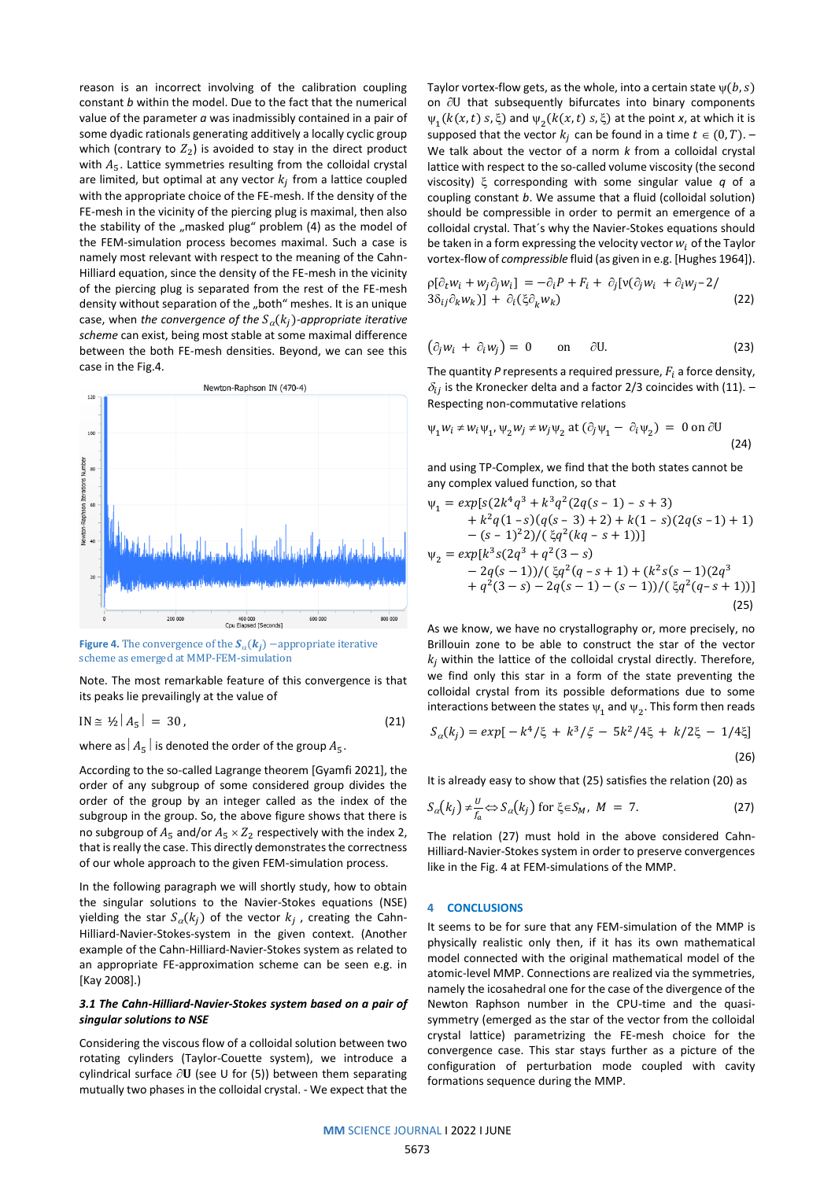reason is an incorrect involving of the calibration coupling constant $b$ within the model. Due to the fact that the numerical value of the parameter $a$ was inadmissibly contained in a pair of some dyadic rationals generating additively a locally cyclic group which (contrary to $Z_2$) is avoided to stay in the direct product with $A_5$. Lattice symmetries resulting from the colloidal crystal are limited, but optimal at any vector $\xi$ from a lattice coupled with the appropriate choice of the FE-mesh. If the density of the FE-mesh in the vicinity of the piercing plug is maximal, then also the stability of the „masked plug" problem (4) as the model of the FEM-simulation process becomes maximal. Such a case is namely most relevant with respect to the meaning of the Cahn-Hilliard equation, since the density of the FE-mesh in the vicinity of the piercing plug is separated from the rest of the FE-mesh density without separation of the „both" meshes. It is an unique case, when *the convergence of the $S_\alpha(k_j)$-appropriate iterative scheme* can exist, being most stable at some maximal difference between the both FE-mesh densities. Beyond, we can see this case in the Fig.4.

**Figure 4.** The convergence of the $S_\alpha(k_j)$ –appropriate iterative scheme as emerged at MMP-FEM-simulation

Note. The most remarkable feature of this convergence is that its peaks lie prevailingly at the value of

$$\mathrm{IN} \cong ½ \,|A_5|\, = 30\,, \tag{21}$$

where as $|A_5|$ is denoted the order of the group $A_5$.

According to the so-called Lagrange theorem [Gyamfi 2021], the order of any subgroup of some considered group divides the order of the group by an integer called as the index of the subgroup in the group. So, the above figure shows that there is no subgroup of $A_5$ and/or $A_5 \times Z_2$ respectively with the index 2, that is really the case. This directly demonstrates the correctness of our whole approach to the given FEM-simulation process.

In the following paragraph we will shortly study, how to obtain the singular solutions to the Navier-Stokes equations (NSE) yielding the star $S_\alpha(k_j)$ of the vector $k_j$, creating the Cahn-Hilliard-Navier-Stokes-system in the given context. (Another example of the Cahn-Hilliard-Navier-Stokes system as related to an appropriate FE-approximation scheme can be seen e.g. in [Kay 2008].)

### *3.1 The Cahn-Hilliard-Navier-Stokes system based on a pair of singular solutions to NSE*

Considering the viscous flow of a colloidal solution between two rotating cylinders (Taylor-Couette system), we introduce a cylindrical surface $\partial\mathbf{U}$ (see U for (5)) between them separating mutually two phases in the colloidal crystal. - We expect that the Taylor vortex-flow gets, as the whole, into a certain state $\psi(b,s)$ on $\partial U$ that subsequently bifurcates into binary components $\psi_1(k(x,t)\, s,\xi)$ and $\psi_2(k(x,t)\, s,\xi)$ at the point $x$, at which it is supposed that the vector $k_j$ can be found in a time $t \in (0,T)$. – We talk about the vector of a norm $k$ from a colloidal crystal lattice with respect to the so-called volume viscosity (the second viscosity) $\xi$ corresponding with some singular value $q$ of a coupling constant $b$. We assume that a fluid (colloidal solution) should be compressible in order to permit an emergence of a colloidal crystal. That´s why the Navier-Stokes equations should be taken in a form expressing the velocity vector $w_i$ of the Taylor vortex-flow of *compressible* fluid (as given in e.g. [Hughes 1964]).

$$\rho[\partial_t w_i + w_j \partial_j w_i] = -\partial_i P + F_i + \partial_j[\nu(\partial_j w_i + \partial_i w_j - 2/3\delta_{ij}\partial_k w_k)] + \partial_i(\xi\partial_k w_k) \tag{22}$$

$$(\partial_j w_i + \partial_i w_j) = 0 \qquad \text{on} \qquad \partial\mathrm{U}. \tag{23}$$

The quantity $P$ represents a required pressure, $F_i$ a force density, $\delta_{ij}$ is the Kronecker delta and a factor 2/3 coincides with (11). – Respecting non-commutative relations

$$\psi_1 w_i \neq w_i \psi_1,\ \psi_2 w_j \neq w_j \psi_2 \ \text{at}\ (\partial_j \psi_1 - \partial_i \psi_2) = 0 \ \text{on}\ \partial U \tag{24}$$

and using TP-Complex, we find that the both states cannot be any complex valued function, so that

$$\begin{aligned}
\psi_1 = exp[&s(2k^4q^3 + k^3q^2(2q(s-1) - s + 3) \\
&+ k^2q(1-s)(q(s-3) + 2) + k(1-s)(2q(s-1) + 1) \\
&- (s-1)^2 2)/(\xi q^2(kq - s + 1))] \\
\psi_2 = exp[&k^3 s(2q^3 + q^2(3-s) \\
&- 2q(s-1))/(\xi q^2(q - s + 1) + (k^2 s(s-1)(2q^3 \\
&+ q^2(3-s) - 2q(s-1) - (s-1))/(\xi q^2(q-s+1))]
\end{aligned} \tag{25}$$

As we know, we have no crystallography or, more precisely, no Brillouin zone to be able to construct the star of the vector $k_j$ within the lattice of the colloidal crystal directly. Therefore, we find only this star in a form of the state preventing the colloidal crystal from its possible deformations due to some interactions between the states $\psi_1$ and $\psi_2$. This form then reads

$$S_\alpha(k_j) = exp[-k^4/\xi + k^3/\xi - 5k^2/4\xi + k/2\xi - 1/4\xi] \tag{26}$$

It is already easy to show that (25) satisfies the relation (20) as

$$S_\alpha(k_j) \neq \frac{U}{f_a} \Leftrightarrow S_\alpha(k_j) \text{ for } \xi \in S_M,\ M = 7. \tag{27}$$

The relation (27) must hold in the above considered Cahn-Hilliard-Navier-Stokes system in order to preserve convergences like in the Fig. 4 at FEM-simulations of the MMP.

## 4 CONCLUSIONS

It seems to be for sure that any FEM-simulation of the MMP is physically realistic only then, if it has its own mathematical model connected with the original mathematical model of the atomic-level MMP. Connections are realized via the symmetries, namely the icosahedral one for the case of the divergence of the Newton Raphson number in the CPU-time and the quasi-symmetry (emerged as the star of the vector from the colloidal crystal lattice) parametrizing the FE-mesh choice for the convergence case. This star stays further as a picture of the configuration of perturbation mode coupled with cavity formations sequence during the MMP.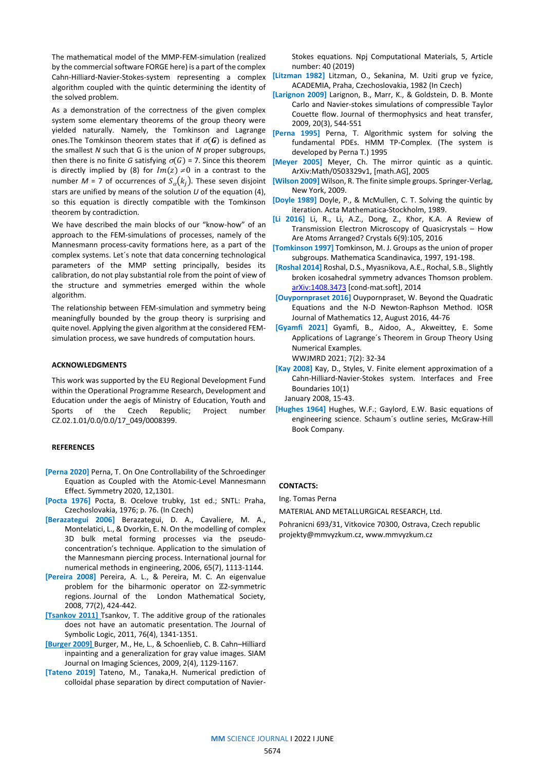The mathematical model of the MMP-FEM-simulation (realized by the commercial software FORGE here) is a part of the complex Cahn-Hilliard-Navier-Stokes-system representing a complex algorithm coupled with the quintic determining the identity of the solved problem.

As a demonstration of the correctness of the given complex system some elementary theorems of the group theory were yielded naturally. Namely, the Tomkinson and Lagrange ones.The Tomkinson theorem states that if $\sigma(\boldsymbol{G})$ is defined as the smallest *N* such that G is the union of *N* proper subgroups, then there is no finite *G* satisfying $\sigma(G)$ = 7. Since this theorem is directly implied by (8) for $Im(z) \neq 0$ in a contrast to the number *M* = 7 of occurrences of $S_{\alpha}(k_j)$. These seven disjoint stars are unified by means of the solution *U* of the equation (4), so this equation is directly compatible with the Tomkinson theorem by contradiction.

We have described the main blocks of our "know-how" of an approach to the FEM-simulations of processes, namely of the Mannesmann process-cavity formations here, as a part of the complex systems. Let´s note that data concerning technological parameters of the MMP setting principally, besides its calibration, do not play substantial role from the point of view of the structure and symmetries emerged within the whole algorithm.

The relationship between FEM-simulation and symmetry being meaningfully bounded by the group theory is surprising and quite novel. Applying the given algorithm at the considered FEM-simulation process, we save hundreds of computation hours.

## ACKNOWLEDGMENTS

This work was supported by the EU Regional Development Fund within the Operational Programme Research, Development and Education under the aegis of Ministry of Education, Youth and Sports of the Czech Republic; Project number CZ.02.1.01/0.0/0.0/17_049/0008399.

## REFERENCES

**[Perna 2020]** Perna, T. On One Controllability of the Schroedinger Equation as Coupled with the Atomic-Level Mannesmann Effect. Symmetry 2020, 12,1301.

**[Pocta 1976]** Pocta, B. Ocelove trubky, 1st ed.; SNTL: Praha, Czechoslovakia, 1976; p. 76. (In Czech)

**[Berazategui 2006]** Berazategui, D. A., Cavaliere, M. A., Montelatici, L., & Dvorkin, E. N. On the modelling of complex 3D bulk metal forming processes via the pseudo-concentration's technique. Application to the simulation of the Mannesmann piercing process. International journal for numerical methods in engineering, 2006, 65(7), 1113-1144.

**[Pereira 2008]** Pereira, A. L., & Pereira, M. C. An eigenvalue problem for the biharmonic operator on ℤ2-symmetric regions. Journal of the London Mathematical Society, 2008, 77(2), 424-442.

**[Tsankov 2011]** Tsankov, T. The additive group of the rationales does not have an automatic presentation. The Journal of Symbolic Logic, 2011, 76(4), 1341-1351.

**[Burger 2009]** Burger, M., He, L., & Schoenlieb, C. B. Cahn–Hilliard inpainting and a generalization for gray value images. SIAM Journal on Imaging Sciences, 2009, 2(4), 1129-1167.

**[Tateno 2019]** Tateno, M., Tanaka,H. Numerical prediction of colloidal phase separation by direct computation of Navier-Stokes equations. Npj Computational Materials, 5, Article number: 40 (2019)

**[Litzman 1982]** Litzman, O., Sekanina, M. Uziti grup ve fyzice, ACADEMIA, Praha, Czechoslovakia, 1982 (In Czech)

**[Larignon 2009]** Larignon, B., Marr, K., & Goldstein, D. B. Monte Carlo and Navier-stokes simulations of compressible Taylor Couette flow. Journal of thermophysics and heat transfer, 2009, 20(3), 544-551

**[Perna 1995]** Perna, T. Algorithmic system for solving the fundamental PDEs. HMM TP-Complex. (The system is developed by Perna T.) 1995

**[Meyer 2005]** Meyer, Ch. The mirror quintic as a quintic. ArXiv:Math/0503329v1, [math.AG], 2005

**[Wilson 2009]** Wilson, R. The finite simple groups. Springer-Verlag, New York, 2009.

**[Doyle 1989]** Doyle, P., & McMullen, C. T. Solving the quintic by iteration. Acta Mathematica-Stockholm, 1989.

**[Li 2016]** Li, R., Li, A.Z., Dong, Z., Khor, K.A. A Review of Transmission Electron Microscopy of Quasicrystals – How Are Atoms Arranged? Crystals 6(9):105, 2016

**[Tomkinson 1997]** Tomkinson, M. J. Groups as the union of proper subgroups. Mathematica Scandinavica, 1997, 191-198.

**[Roshal 2014]** Roshal, D.S., Myasnikova, A.E., Rochal, S.B., Slightly broken icosahedral symmetry advances Thomson problem. arXiv:1408.3473 [cond-mat.soft], 2014

**[Ouypornpraset 2016]** Ouypornpraset, W. Beyond the Quadratic Equations and the N-D Newton-Raphson Method. IOSR Journal of Mathematics 12, August 2016, 44-76

**[Gyamfi 2021]** Gyamfi, B., Aidoo, A., Akweittey, E. Some Applications of Lagrange´s Theorem in Group Theory Using Numerical Examples. WWJMRD 2021; 7(2): 32-34

**[Kay 2008]** Kay, D., Styles, V. Finite element approximation of a Cahn-Hilliard-Navier-Stokes system. Interfaces and Free Boundaries 10(1) January 2008, 15-43.

**[Hughes 1964]** Hughes, W.F.; Gaylord, E.W. Basic equations of engineering science. Schaum´s outline series, McGraw-Hill Book Company.

## CONTACTS:

Ing. Tomas Perna

MATERIAL AND METALLURGICAL RESEARCH, Ltd.

Pohranicni 693/31, Vitkovice 70300, Ostrava, Czech republic
projekty@mmvyzkum.cz, www.mmvyzkum.cz